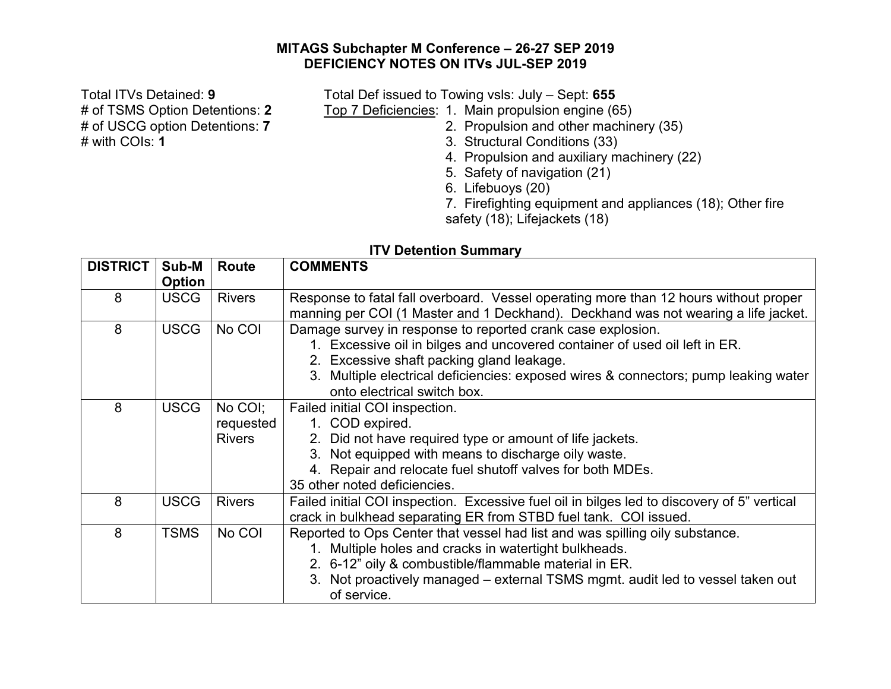# MITAGS Subchapter M Conference – 26-27 SEP 2019
## DEFICIENCY NOTES ON ITVs JUL-SEP 2019

Total ITVs Detained: **9**
# of TSMS Option Detentions: **2**
# of USCG option Detentions: **7**
# with COIs: **1**

Total Def issued to Towing vsls: July – Sept: **655**

Top 7 Deficiencies:
1. Main propulsion engine (65)
2. Propulsion and other machinery (35)
3. Structural Conditions (33)
4. Propulsion and auxiliary machinery (22)
5. Safety of navigation (21)
6. Lifebuoys (20)
7. Firefighting equipment and appliances (18); Other fire safety (18); Lifejackets (18)

### ITV Detention Summary

| DISTRICT | Sub-M Option | Route | COMMENTS |
|---|---|---|---|
| 8 | USCG | Rivers | Response to fatal fall overboard. Vessel operating more than 12 hours without proper manning per COI (1 Master and 1 Deckhand). Deckhand was not wearing a life jacket. |
| 8 | USCG | No COI | Damage survey in response to reported crank case explosion. 1. Excessive oil in bilges and uncovered container of used oil left in ER. 2. Excessive shaft packing gland leakage. 3. Multiple electrical deficiencies: exposed wires & connectors; pump leaking water onto electrical switch box. |
| 8 | USCG | No COI; requested Rivers | Failed initial COI inspection. 1. COD expired. 2. Did not have required type or amount of life jackets. 3. Not equipped with means to discharge oily waste. 4. Repair and relocate fuel shutoff valves for both MDEs. 35 other noted deficiencies. |
| 8 | USCG | Rivers | Failed initial COI inspection. Excessive fuel oil in bilges led to discovery of 5" vertical crack in bulkhead separating ER from STBD fuel tank. COI issued. |
| 8 | TSMS | No COI | Reported to Ops Center that vessel had list and was spilling oily substance. 1. Multiple holes and cracks in watertight bulkheads. 2. 6-12" oily & combustible/flammable material in ER. 3. Not proactively managed – external TSMS mgmt. audit led to vessel taken out of service. |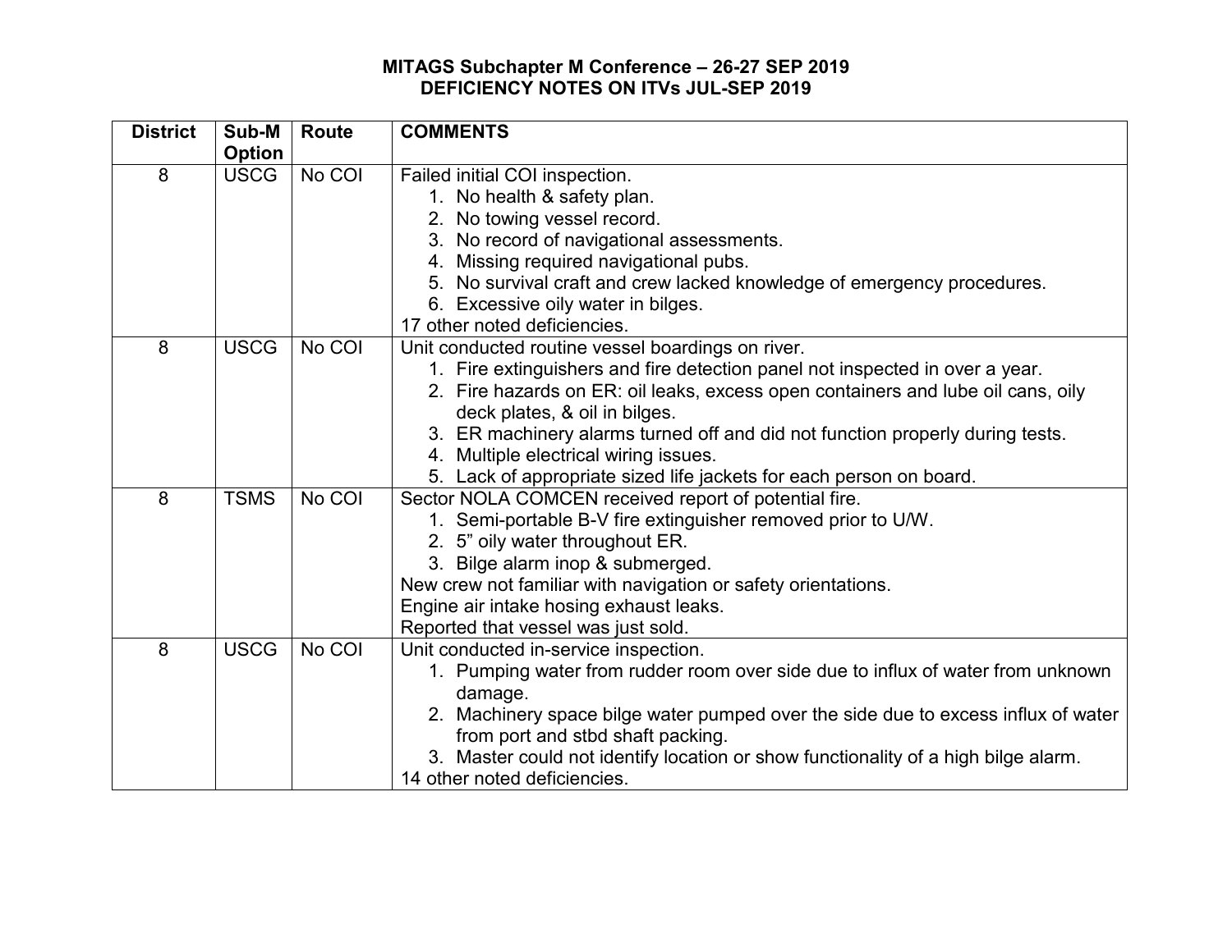**MITAGS Subchapter M Conference – 26-27 SEP 2019**
**DEFICIENCY NOTES ON ITVs JUL-SEP 2019**

| District | Sub-M Option | Route | COMMENTS |
|---|---|---|---|
| 8 | USCG | No COI | Failed initial COI inspection.<br>1. No health & safety plan.<br>2. No towing vessel record.<br>3. No record of navigational assessments.<br>4. Missing required navigational pubs.<br>5. No survival craft and crew lacked knowledge of emergency procedures.<br>6. Excessive oily water in bilges.<br>17 other noted deficiencies. |
| 8 | USCG | No COI | Unit conducted routine vessel boardings on river.<br>1. Fire extinguishers and fire detection panel not inspected in over a year.<br>2. Fire hazards on ER: oil leaks, excess open containers and lube oil cans, oily deck plates, & oil in bilges.<br>3. ER machinery alarms turned off and did not function properly during tests.<br>4. Multiple electrical wiring issues.<br>5. Lack of appropriate sized life jackets for each person on board. |
| 8 | TSMS | No COI | Sector NOLA COMCEN received report of potential fire.<br>1. Semi-portable B-V fire extinguisher removed prior to U/W.<br>2. 5" oily water throughout ER.<br>3. Bilge alarm inop & submerged.<br>New crew not familiar with navigation or safety orientations.<br>Engine air intake hosing exhaust leaks.<br>Reported that vessel was just sold. |
| 8 | USCG | No COI | Unit conducted in-service inspection.<br>1. Pumping water from rudder room over side due to influx of water from unknown damage.<br>2. Machinery space bilge water pumped over the side due to excess influx of water from port and stbd shaft packing.<br>3. Master could not identify location or show functionality of a high bilge alarm.<br>14 other noted deficiencies. |